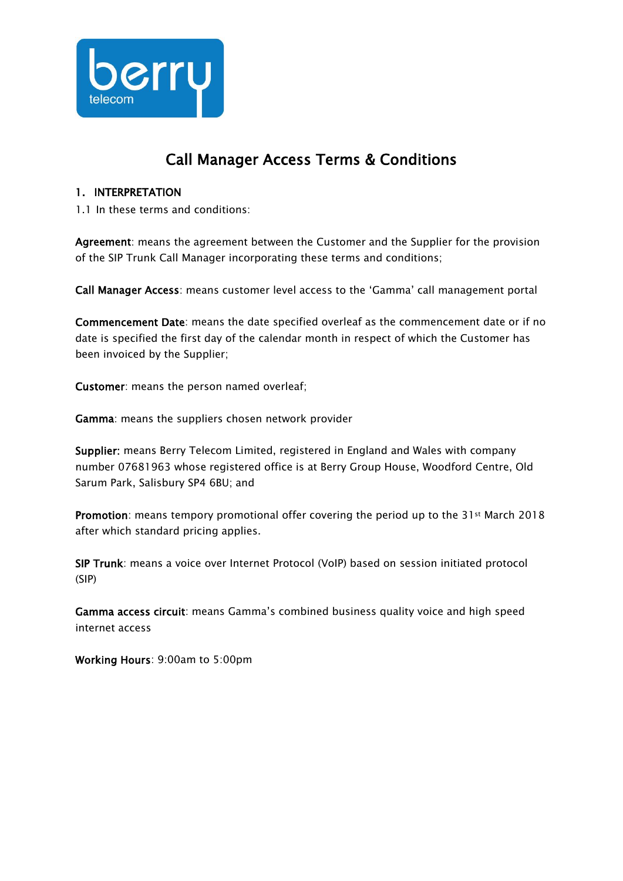berry telecom

# Call Manager Access Terms & Conditions

## 1. INTERPRETATION

1.1 In these terms and conditions:

**Agreement**: means the agreement between the Customer and the Supplier for the provision of the SIP Trunk Call Manager incorporating these terms and conditions;

**Call Manager Access**: means customer level access to the 'Gamma' call management portal

**Commencement Date**: means the date specified overleaf as the commencement date or if no date is specified the first day of the calendar month in respect of which the Customer has been invoiced by the Supplier;

**Customer**: means the person named overleaf;

**Gamma**: means the suppliers chosen network provider

**Supplier:** means Berry Telecom Limited, registered in England and Wales with company number 07681963 whose registered office is at Berry Group House, Woodford Centre, Old Sarum Park, Salisbury SP4 6BU; and

**Promotion**: means tempory promotional offer covering the period up to the 31st March 2018 after which standard pricing applies.

**SIP Trunk**: means a voice over Internet Protocol (VoIP) based on session initiated protocol (SIP)

**Gamma access circuit**: means Gamma's combined business quality voice and high speed internet access

**Working Hours**: 9:00am to 5:00pm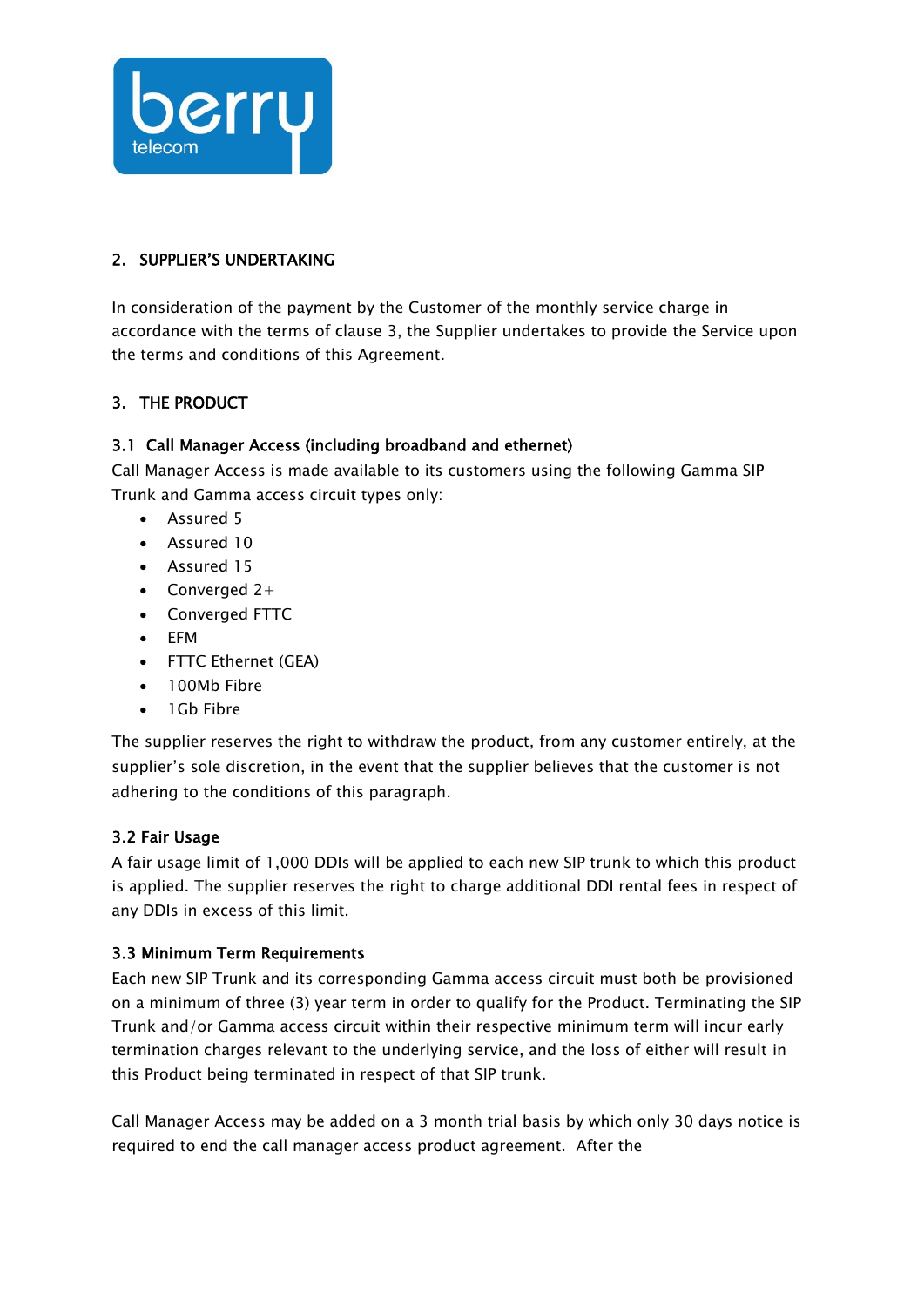## 2. SUPPLIER'S UNDERTAKING

In consideration of the payment by the Customer of the monthly service charge in accordance with the terms of clause 3, the Supplier undertakes to provide the Service upon the terms and conditions of this Agreement.

## 3. THE PRODUCT

### 3.1 Call Manager Access (including broadband and ethernet)

Call Manager Access is made available to its customers using the following Gamma SIP Trunk and Gamma access circuit types only:

- Assured 5
- Assured 10
- Assured 15
- Converged 2+
- Converged FTTC
- EFM
- FTTC Ethernet (GEA)
- 100Mb Fibre
- 1Gb Fibre

The supplier reserves the right to withdraw the product, from any customer entirely, at the supplier's sole discretion, in the event that the supplier believes that the customer is not adhering to the conditions of this paragraph.

### 3.2 Fair Usage

A fair usage limit of 1,000 DDIs will be applied to each new SIP trunk to which this product is applied. The supplier reserves the right to charge additional DDI rental fees in respect of any DDIs in excess of this limit.

### 3.3 Minimum Term Requirements

Each new SIP Trunk and its corresponding Gamma access circuit must both be provisioned on a minimum of three (3) year term in order to qualify for the Product. Terminating the SIP Trunk and/or Gamma access circuit within their respective minimum term will incur early termination charges relevant to the underlying service, and the loss of either will result in this Product being terminated in respect of that SIP trunk.

Call Manager Access may be added on a 3 month trial basis by which only 30 days notice is required to end the call manager access product agreement. After the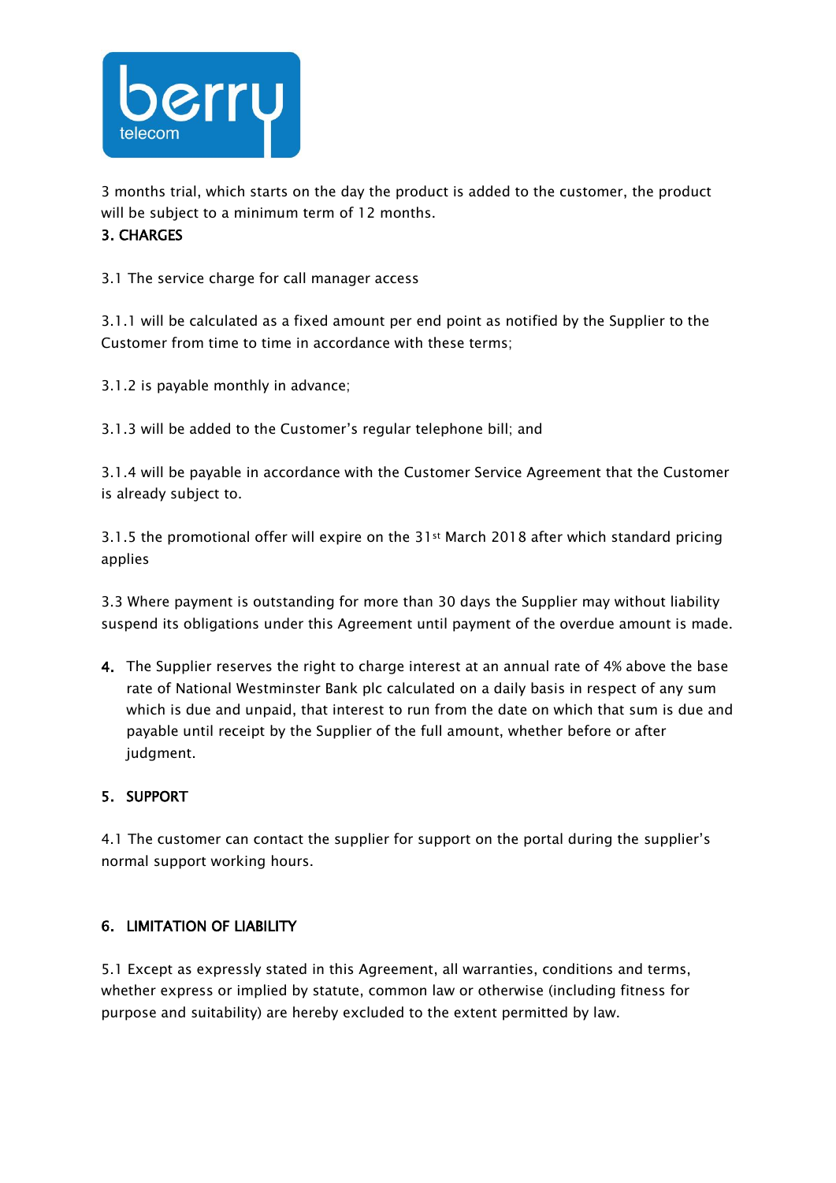3 months trial, which starts on the day the product is added to the customer, the product will be subject to a minimum term of 12 months.

## 3. CHARGES

3.1 The service charge for call manager access

3.1.1 will be calculated as a fixed amount per end point as notified by the Supplier to the Customer from time to time in accordance with these terms;

3.1.2 is payable monthly in advance;

3.1.3 will be added to the Customer's regular telephone bill; and

3.1.4 will be payable in accordance with the Customer Service Agreement that the Customer is already subject to.

3.1.5 the promotional offer will expire on the 31st March 2018 after which standard pricing applies

3.3 Where payment is outstanding for more than 30 days the Supplier may without liability suspend its obligations under this Agreement until payment of the overdue amount is made.

4. The Supplier reserves the right to charge interest at an annual rate of 4% above the base rate of National Westminster Bank plc calculated on a daily basis in respect of any sum which is due and unpaid, that interest to run from the date on which that sum is due and payable until receipt by the Supplier of the full amount, whether before or after judgment.

## 5. SUPPORT

4.1 The customer can contact the supplier for support on the portal during the supplier's normal support working hours.

## 6. LIMITATION OF LIABILITY

5.1 Except as expressly stated in this Agreement, all warranties, conditions and terms, whether express or implied by statute, common law or otherwise (including fitness for purpose and suitability) are hereby excluded to the extent permitted by law.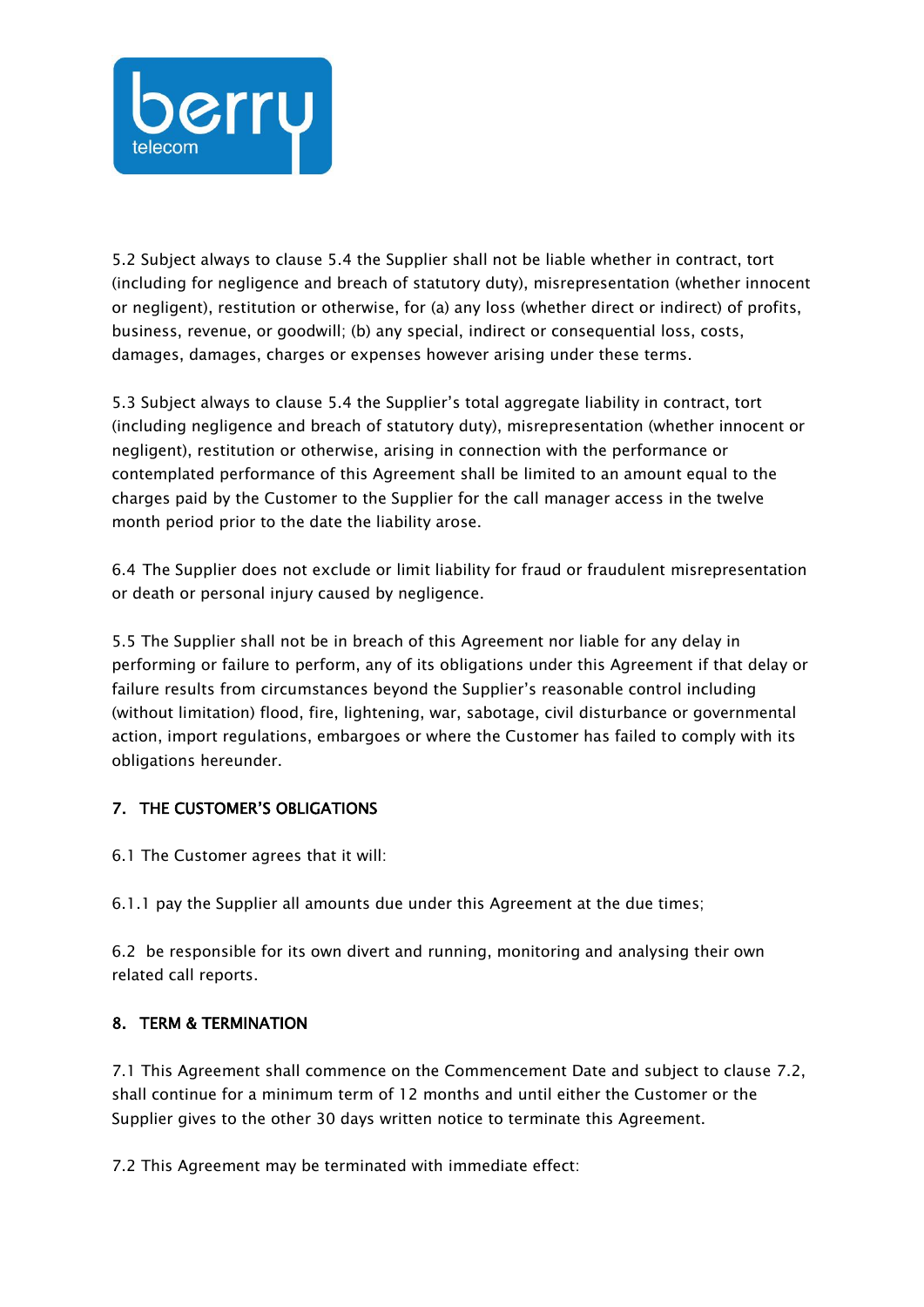5.2 Subject always to clause 5.4 the Supplier shall not be liable whether in contract, tort (including for negligence and breach of statutory duty), misrepresentation (whether innocent or negligent), restitution or otherwise, for (a) any loss (whether direct or indirect) of profits, business, revenue, or goodwill; (b) any special, indirect or consequential loss, costs, damages, damages, charges or expenses however arising under these terms.

5.3 Subject always to clause 5.4 the Supplier's total aggregate liability in contract, tort (including negligence and breach of statutory duty), misrepresentation (whether innocent or negligent), restitution or otherwise, arising in connection with the performance or contemplated performance of this Agreement shall be limited to an amount equal to the charges paid by the Customer to the Supplier for the call manager access in the twelve month period prior to the date the liability arose.

6.4 The Supplier does not exclude or limit liability for fraud or fraudulent misrepresentation or death or personal injury caused by negligence.

5.5 The Supplier shall not be in breach of this Agreement nor liable for any delay in performing or failure to perform, any of its obligations under this Agreement if that delay or failure results from circumstances beyond the Supplier's reasonable control including (without limitation) flood, fire, lightening, war, sabotage, civil disturbance or governmental action, import regulations, embargoes or where the Customer has failed to comply with its obligations hereunder.

## 7. THE CUSTOMER'S OBLIGATIONS

6.1 The Customer agrees that it will:

6.1.1 pay the Supplier all amounts due under this Agreement at the due times;

6.2 be responsible for its own divert and running, monitoring and analysing their own related call reports.

## 8. TERM & TERMINATION

7.1 This Agreement shall commence on the Commencement Date and subject to clause 7.2, shall continue for a minimum term of 12 months and until either the Customer or the Supplier gives to the other 30 days written notice to terminate this Agreement.

7.2 This Agreement may be terminated with immediate effect: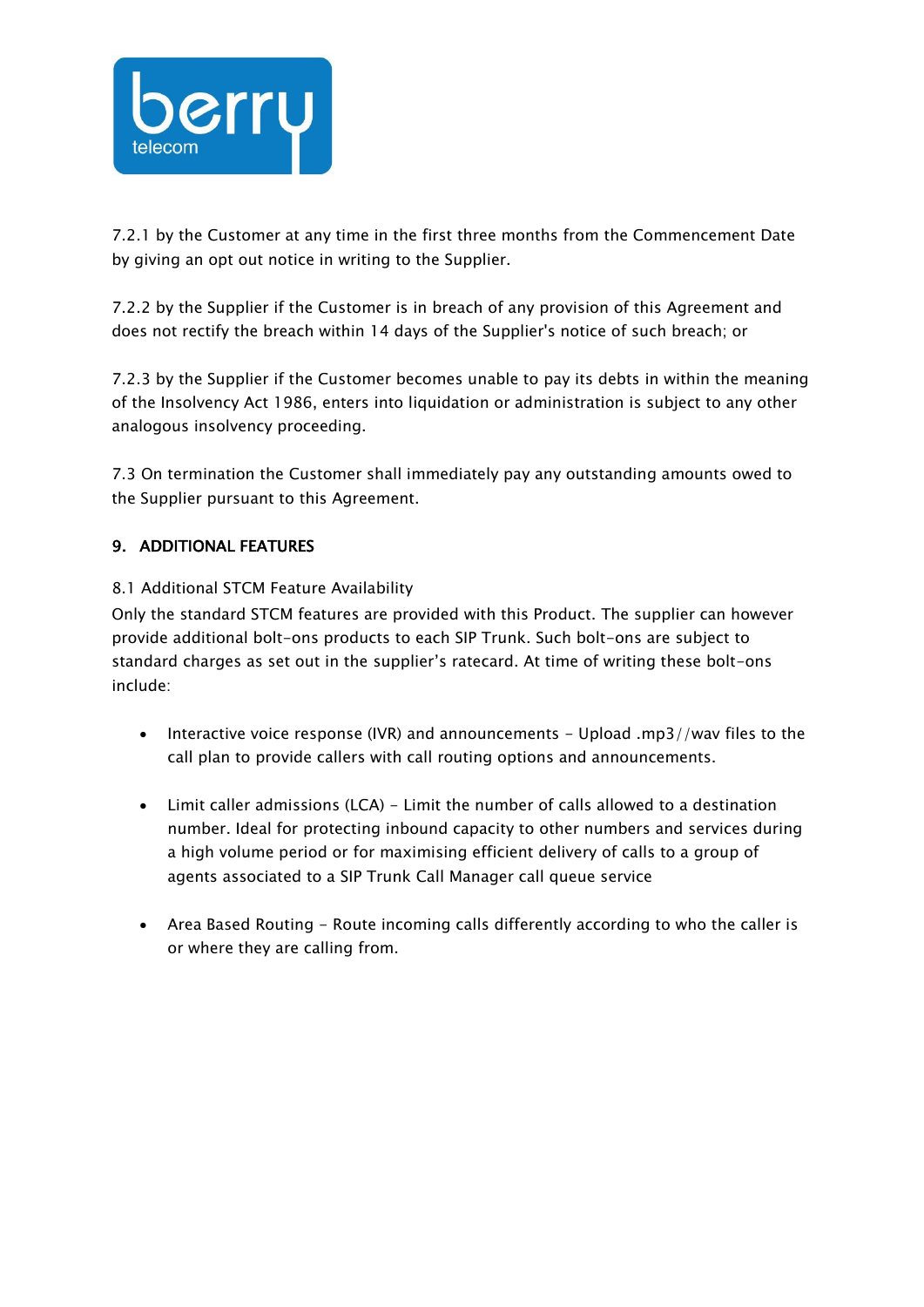7.2.1 by the Customer at any time in the first three months from the Commencement Date by giving an opt out notice in writing to the Supplier.

7.2.2 by the Supplier if the Customer is in breach of any provision of this Agreement and does not rectify the breach within 14 days of the Supplier's notice of such breach; or

7.2.3 by the Supplier if the Customer becomes unable to pay its debts in within the meaning of the Insolvency Act 1986, enters into liquidation or administration is subject to any other analogous insolvency proceeding.

7.3 On termination the Customer shall immediately pay any outstanding amounts owed to the Supplier pursuant to this Agreement.

## 9. ADDITIONAL FEATURES

8.1 Additional STCM Feature Availability
Only the standard STCM features are provided with this Product. The supplier can however provide additional bolt-ons products to each SIP Trunk. Such bolt-ons are subject to standard charges as set out in the supplier's ratecard. At time of writing these bolt-ons include:

- Interactive voice response (IVR) and announcements - Upload .mp3//wav files to the call plan to provide callers with call routing options and announcements.

- Limit caller admissions (LCA) - Limit the number of calls allowed to a destination number. Ideal for protecting inbound capacity to other numbers and services during a high volume period or for maximising efficient delivery of calls to a group of agents associated to a SIP Trunk Call Manager call queue service

- Area Based Routing - Route incoming calls differently according to who the caller is or where they are calling from.